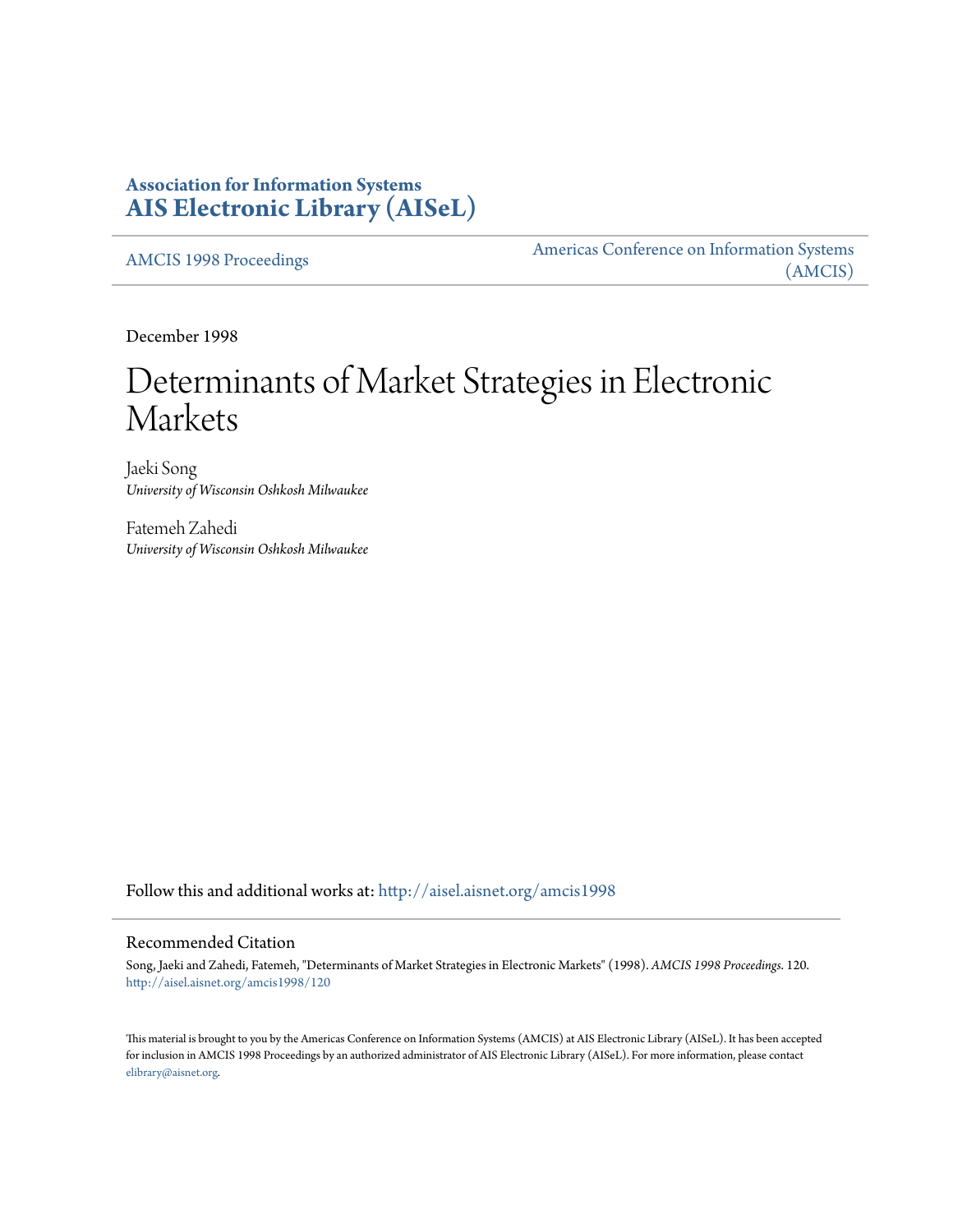# Association for Information Systems
# AIS Electronic Library (AISeL)

AMCIS 1998 Proceedings

Americas Conference on Information Systems (AMCIS)

December 1998

# Determinants of Market Strategies in Electronic Markets

Jaeki Song
*University of Wisconsin Oshkosh Milwaukee*

Fatemeh Zahedi
*University of Wisconsin Oshkosh Milwaukee*

Follow this and additional works at: http://aisel.aisnet.org/amcis1998

## Recommended Citation

Song, Jaeki and Zahedi, Fatemeh, "Determinants of Market Strategies in Electronic Markets" (1998). *AMCIS 1998 Proceedings*. 120.
http://aisel.aisnet.org/amcis1998/120

This material is brought to you by the Americas Conference on Information Systems (AMCIS) at AIS Electronic Library (AISeL). It has been accepted for inclusion in AMCIS 1998 Proceedings by an authorized administrator of AIS Electronic Library (AISeL). For more information, please contact elibrary@aisnet.org.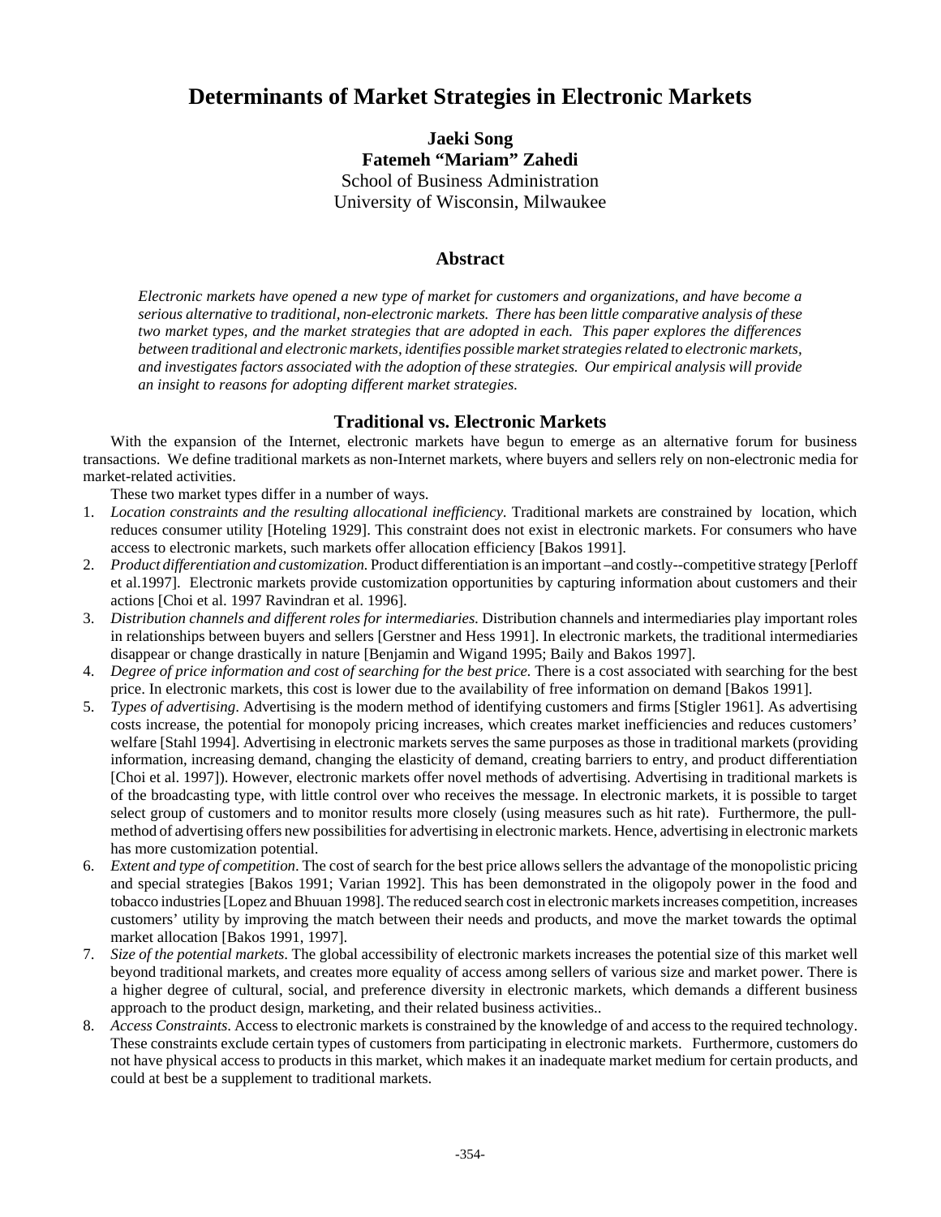# Determinants of Market Strategies in Electronic Markets

**Jaeki Song**
**Fatemeh "Mariam" Zahedi**
School of Business Administration
University of Wisconsin, Milwaukee

## Abstract

*Electronic markets have opened a new type of market for customers and organizations, and have become a serious alternative to traditional, non-electronic markets. There has been little comparative analysis of these two market types, and the market strategies that are adopted in each. This paper explores the differences between traditional and electronic markets, identifies possible market strategies related to electronic markets, and investigates factors associated with the adoption of these strategies. Our empirical analysis will provide an insight to reasons for adopting different market strategies.*

## Traditional vs. Electronic Markets

With the expansion of the Internet, electronic markets have begun to emerge as an alternative forum for business transactions. We define traditional markets as non-Internet markets, where buyers and sellers rely on non-electronic media for market-related activities.

These two market types differ in a number of ways.

1. *Location constraints and the resulting allocational inefficiency.* Traditional markets are constrained by location, which reduces consumer utility [Hoteling 1929]. This constraint does not exist in electronic markets. For consumers who have access to electronic markets, such markets offer allocation efficiency [Bakos 1991].
2. *Product differentiation and customization.* Product differentiation is an important –and costly--competitive strategy [Perloff et al.1997]. Electronic markets provide customization opportunities by capturing information about customers and their actions [Choi et al. 1997 Ravindran et al. 1996].
3. *Distribution channels and different roles for intermediaries.* Distribution channels and intermediaries play important roles in relationships between buyers and sellers [Gerstner and Hess 1991]. In electronic markets, the traditional intermediaries disappear or change drastically in nature [Benjamin and Wigand 1995; Baily and Bakos 1997].
4. *Degree of price information and cost of searching for the best price.* There is a cost associated with searching for the best price. In electronic markets, this cost is lower due to the availability of free information on demand [Bakos 1991].
5. *Types of advertising*. Advertising is the modern method of identifying customers and firms [Stigler 1961]. As advertising costs increase, the potential for monopoly pricing increases, which creates market inefficiencies and reduces customers' welfare [Stahl 1994]. Advertising in electronic markets serves the same purposes as those in traditional markets (providing information, increasing demand, changing the elasticity of demand, creating barriers to entry, and product differentiation [Choi et al. 1997]). However, electronic markets offer novel methods of advertising. Advertising in traditional markets is of the broadcasting type, with little control over who receives the message. In electronic markets, it is possible to target select group of customers and to monitor results more closely (using measures such as hit rate). Furthermore, the pull-method of advertising offers new possibilities for advertising in electronic markets. Hence, advertising in electronic markets has more customization potential.
6. *Extent and type of competition*. The cost of search for the best price allows sellers the advantage of the monopolistic pricing and special strategies [Bakos 1991; Varian 1992]. This has been demonstrated in the oligopoly power in the food and tobacco industries [Lopez and Bhuuan 1998]. The reduced search cost in electronic markets increases competition, increases customers' utility by improving the match between their needs and products, and move the market towards the optimal market allocation [Bakos 1991, 1997].
7. *Size of the potential markets*. The global accessibility of electronic markets increases the potential size of this market well beyond traditional markets, and creates more equality of access among sellers of various size and market power. There is a higher degree of cultural, social, and preference diversity in electronic markets, which demands a different business approach to the product design, marketing, and their related business activities..
8. *Access Constraints*. Access to electronic markets is constrained by the knowledge of and access to the required technology. These constraints exclude certain types of customers from participating in electronic markets. Furthermore, customers do not have physical access to products in this market, which makes it an inadequate market medium for certain products, and could at best be a supplement to traditional markets.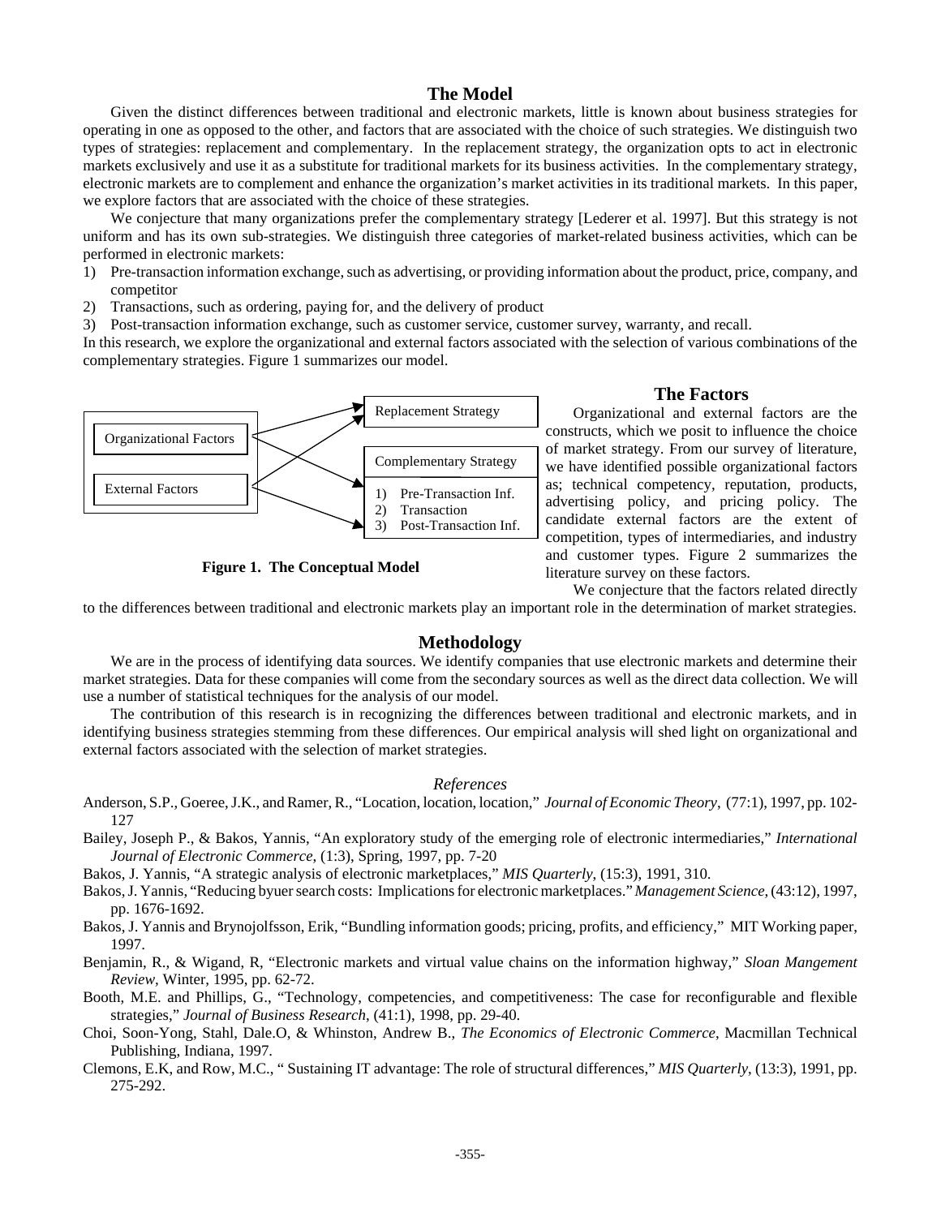## The Model

Given the distinct differences between traditional and electronic markets, little is known about business strategies for operating in one as opposed to the other, and factors that are associated with the choice of such strategies. We distinguish two types of strategies: replacement and complementary. In the replacement strategy, the organization opts to act in electronic markets exclusively and use it as a substitute for traditional markets for its business activities. In the complementary strategy, electronic markets are to complement and enhance the organization's market activities in its traditional markets. In this paper, we explore factors that are associated with the choice of these strategies.

We conjecture that many organizations prefer the complementary strategy [Lederer et al. 1997]. But this strategy is not uniform and has its own sub-strategies. We distinguish three categories of market-related business activities, which can be performed in electronic markets:

1) Pre-transaction information exchange, such as advertising, or providing information about the product, price, company, and competitor
2) Transactions, such as ordering, paying for, and the delivery of product
3) Post-transaction information exchange, such as customer service, customer survey, warranty, and recall.

In this research, we explore the organizational and external factors associated with the selection of various combinations of the complementary strategies. Figure 1 summarizes our model.

Organizational Factors

External Factors

Replacement Strategy

Complementary Strategy

1) Pre-Transaction Inf.
2) Transaction
3) Post-Transaction Inf.

**Figure 1. The Conceptual Model**

## The Factors

Organizational and external factors are the constructs, which we posit to influence the choice of market strategy. From our survey of literature, we have identified possible organizational factors as; technical competency, reputation, products, advertising policy, and pricing policy. The candidate external factors are the extent of competition, types of intermediaries, and industry and customer types. Figure 2 summarizes the literature survey on these factors.

We conjecture that the factors related directly to the differences between traditional and electronic markets play an important role in the determination of market strategies.

## Methodology

We are in the process of identifying data sources. We identify companies that use electronic markets and determine their market strategies. Data for these companies will come from the secondary sources as well as the direct data collection. We will use a number of statistical techniques for the analysis of our model.

The contribution of this research is in recognizing the differences between traditional and electronic markets, and in identifying business strategies stemming from these differences. Our empirical analysis will shed light on organizational and external factors associated with the selection of market strategies.

### *References*

Anderson, S.P., Goeree, J.K., and Ramer, R., "Location, location, location," *Journal of Economic Theory*, (77:1), 1997, pp. 102-127

Bailey, Joseph P., & Bakos, Yannis, "An exploratory study of the emerging role of electronic intermediaries," *International Journal of Electronic Commerce*, (1:3), Spring, 1997, pp. 7-20

Bakos, J. Yannis, "A strategic analysis of electronic marketplaces," *MIS Quarterly*, (15:3), 1991, 310.

Bakos, J. Yannis, "Reducing byuer search costs: Implications for electronic marketplaces." *Management Science*, (43:12), 1997, pp. 1676-1692.

Bakos, J. Yannis and Brynojolfsson, Erik, "Bundling information goods; pricing, profits, and efficiency," MIT Working paper, 1997.

Benjamin, R., & Wigand, R, "Electronic markets and virtual value chains on the information highway," *Sloan Mangement Review*, Winter, 1995, pp. 62-72.

Booth, M.E. and Phillips, G., "Technology, competencies, and competitiveness: The case for reconfigurable and flexible strategies," *Journal of Business Research*, (41:1), 1998, pp. 29-40.

Choi, Soon-Yong, Stahl, Dale.O, & Whinston, Andrew B., *The Economics of Electronic Commerce*, Macmillan Technical Publishing, Indiana, 1997.

Clemons, E.K, and Row, M.C., " Sustaining IT advantage: The role of structural differences," *MIS Quarterly*, (13:3), 1991, pp. 275-292.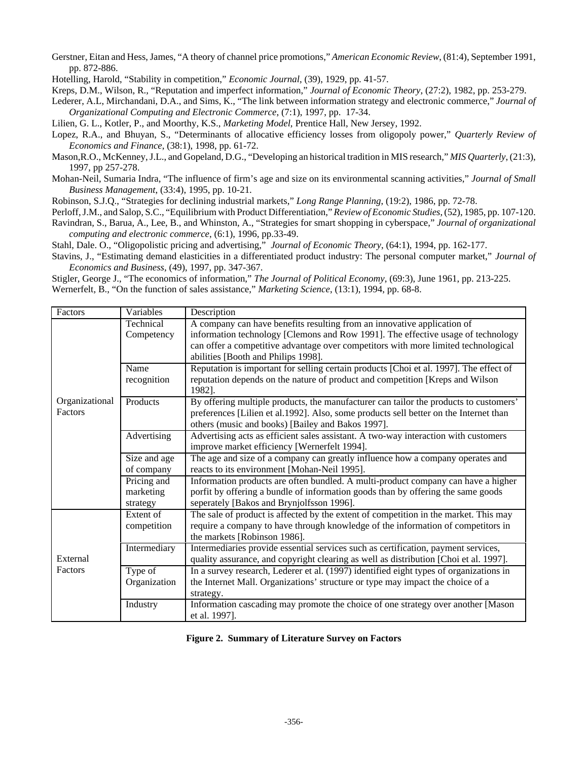Gerstner, Eitan and Hess, James, "A theory of channel price promotions," *American Economic Review*, (81:4), September 1991, pp. 872-886.

Hotelling, Harold, "Stability in competition," *Economic Journal*, (39), 1929, pp. 41-57.

Kreps, D.M., Wilson, R., "Reputation and imperfect information," *Journal of Economic Theory*, (27:2), 1982, pp. 253-279.

Lederer, A.L, Mirchandani, D.A., and Sims, K., "The link between information strategy and electronic commerce," *Journal of Organizational Computing and Electronic Commerce*, (7:1), 1997, pp. 17-34.

Lilien, G. L., Kotler, P., and Moorthy, K.S., *Marketing Model*, Prentice Hall, New Jersey, 1992.

Lopez, R.A., and Bhuyan, S., "Determinants of allocative efficiency losses from oligopoly power," *Quarterly Review of Economics and Finance*, (38:1), 1998, pp. 61-72.

Mason,R.O., McKenney, J.L., and Gopeland, D.G., "Developing an historical tradition in MIS research," *MIS Quarterly*, (21:3), 1997, pp 257-278.

Mohan-Neil, Sumaria Indra, "The influence of firm's age and size on its environmental scanning activities," *Journal of Small Business Management*, (33:4), 1995, pp. 10-21.

Robinson, S.J.Q., "Strategies for declining industrial markets," *Long Range Planning*, (19:2), 1986, pp. 72-78.

Perloff, J.M., and Salop, S.C., "Equilibrium with Product Differentiation," *Review of Economic Studies*, (52), 1985, pp. 107-120.

Ravindran, S., Barua, A., Lee, B., and Whinston, A., "Strategies for smart shopping in cyberspace," *Journal of organizational computing and electronic commerce*, (6:1), 1996, pp.33-49.

Stahl, Dale. O., "Oligopolistic pricing and advertising," *Journal of Economic Theory*, (64:1), 1994, pp. 162-177.

Stavins, J., "Estimating demand elasticities in a differentiated product industry: The personal computer market," *Journal of Economics and Business*, (49), 1997, pp. 347-367.

Stigler, George J., "The economics of information," *The Journal of Political Economy*, (69:3), June 1961, pp. 213-225.

Wernerfelt, B., "On the function of sales assistance," *Marketing Science*, (13:1), 1994, pp. 68-8.

| Factors | Variables | Description |
|---|---|---|
| Organizational Factors | Technical Competency | A company can have benefits resulting from an innovative application of information technology [Clemons and Row 1991]. The effective usage of technology can offer a competitive advantage over competitors with more limited technological abilities [Booth and Philips 1998]. |
| | Name recognition | Reputation is important for selling certain products [Choi et al. 1997]. The effect of reputation depends on the nature of product and competition [Kreps and Wilson 1982]. |
| | Products | By offering multiple products, the manufacturer can tailor the products to customers' preferences [Lilien et al.1992]. Also, some products sell better on the Internet than others (music and books) [Bailey and Bakos 1997]. |
| | Advertising | Advertising acts as efficient sales assistant. A two-way interaction with customers improve market efficiency [Wernerfelt 1994]. |
| | Size and age of company | The age and size of a company can greatly influence how a company operates and reacts to its environment [Mohan-Neil 1995]. |
| | Pricing and marketing strategy | Information products are often bundled. A multi-product company can have a higher porfit by offering a bundle of information goods than by offering the same goods seperately [Bakos and Brynjolfsson 1996]. |
| External Factors | Extent of competition | The sale of product is affected by the extent of competition in the market. This may require a company to have through knowledge of the information of competitors in the markets [Robinson 1986]. |
| | Intermediary | Intermediaries provide essential services such as certification, payment services, quality assurance, and copyright clearing as well as distribution [Choi et al. 1997]. |
| | Type of Organization | In a survey research, Lederer et al. (1997) identified eight types of organizations in the Internet Mall. Organizations' structure or type may impact the choice of a strategy. |
| | Industry | Information cascading may promote the choice of one strategy over another [Mason et al. 1997]. |

**Figure 2. Summary of Literature Survey on Factors**